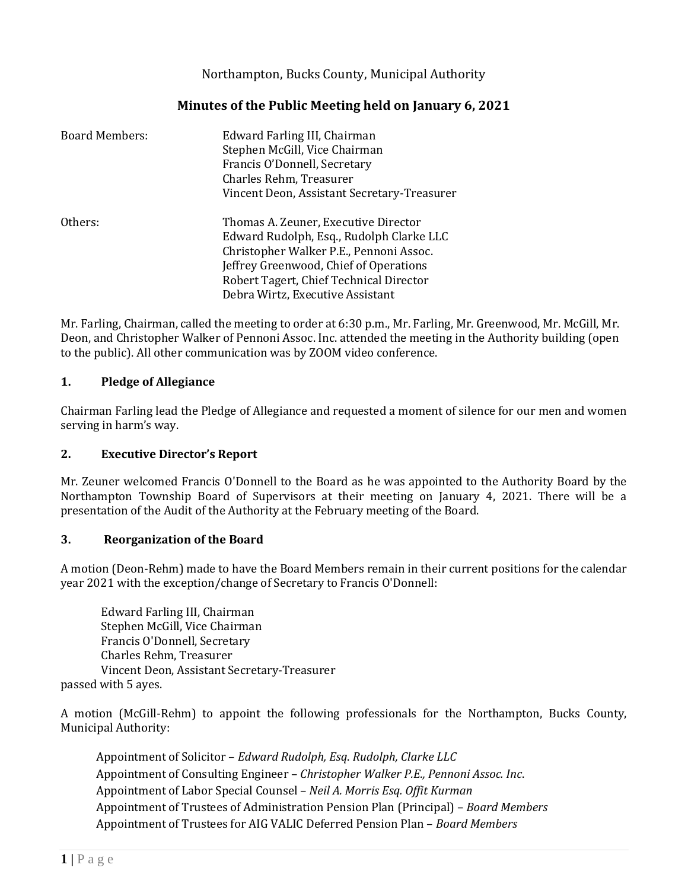Northampton, Bucks County, Municipal Authority

# Minutes of the Public Meeting held on January 6, 2021

Board Members:
- Edward Farling III, Chairman
- Stephen McGill, Vice Chairman
- Francis O'Donnell, Secretary
- Charles Rehm, Treasurer
- Vincent Deon, Assistant Secretary-Treasurer

Others:
- Thomas A. Zeuner, Executive Director
- Edward Rudolph, Esq., Rudolph Clarke LLC
- Christopher Walker P.E., Pennoni Assoc.
- Jeffrey Greenwood, Chief of Operations
- Robert Tagert, Chief Technical Director
- Debra Wirtz, Executive Assistant

Mr. Farling, Chairman, called the meeting to order at 6:30 p.m., Mr. Farling, Mr. Greenwood, Mr. McGill, Mr. Deon, and Christopher Walker of Pennoni Assoc. Inc. attended the meeting in the Authority building (open to the public). All other communication was by ZOOM video conference.

## 1. Pledge of Allegiance

Chairman Farling lead the Pledge of Allegiance and requested a moment of silence for our men and women serving in harm's way.

## 2. Executive Director's Report

Mr. Zeuner welcomed Francis O'Donnell to the Board as he was appointed to the Authority Board by the Northampton Township Board of Supervisors at their meeting on January 4, 2021. There will be a presentation of the Audit of the Authority at the February meeting of the Board.

## 3. Reorganization of the Board

A motion (Deon-Rehm) made to have the Board Members remain in their current positions for the calendar year 2021 with the exception/change of Secretary to Francis O'Donnell:

Edward Farling III, Chairman
Stephen McGill, Vice Chairman
Francis O'Donnell, Secretary
Charles Rehm, Treasurer
Vincent Deon, Assistant Secretary-Treasurer

passed with 5 ayes.

A motion (McGill-Rehm) to appoint the following professionals for the Northampton, Bucks County, Municipal Authority:

Appointment of Solicitor – *Edward Rudolph, Esq. Rudolph, Clarke LLC*
Appointment of Consulting Engineer – *Christopher Walker P.E., Pennoni Assoc. Inc*.
Appointment of Labor Special Counsel – *Neil A. Morris Esq. Offit Kurman*
Appointment of Trustees of Administration Pension Plan (Principal) – *Board Members*
Appointment of Trustees for AIG VALIC Deferred Pension Plan – *Board Members*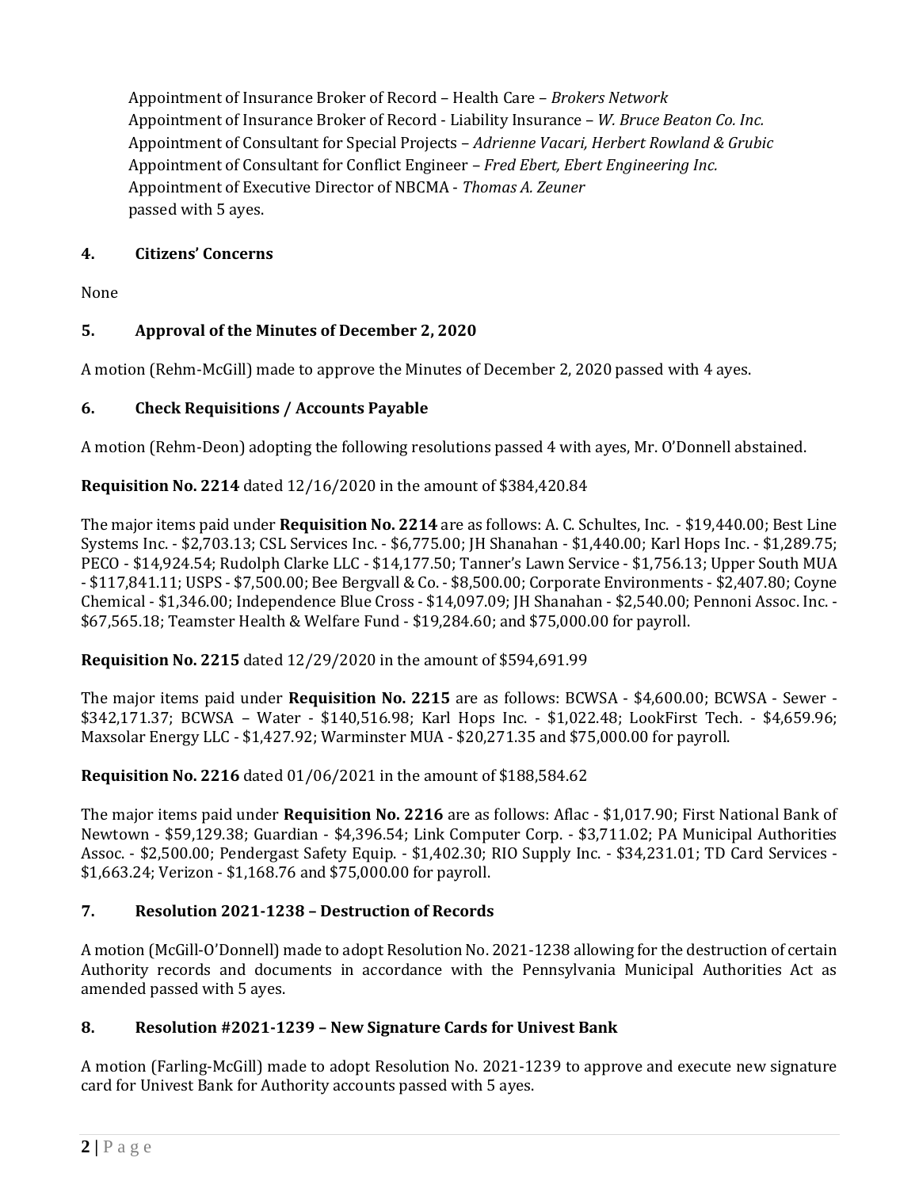Appointment of Insurance Broker of Record – Health Care – *Brokers Network*
Appointment of Insurance Broker of Record - Liability Insurance – *W. Bruce Beaton Co. Inc.*
Appointment of Consultant for Special Projects – *Adrienne Vacari, Herbert Rowland & Grubic*
Appointment of Consultant for Conflict Engineer – *Fred Ebert, Ebert Engineering Inc.*
Appointment of Executive Director of NBCMA - *Thomas A. Zeuner*
passed with 5 ayes.

### 4. Citizens' Concerns

None

### 5. Approval of the Minutes of December 2, 2020

A motion (Rehm-McGill) made to approve the Minutes of December 2, 2020 passed with 4 ayes.

### 6. Check Requisitions / Accounts Payable

A motion (Rehm-Deon) adopting the following resolutions passed 4 with ayes, Mr. O'Donnell abstained.

**Requisition No. 2214** dated 12/16/2020 in the amount of $384,420.84

The major items paid under **Requisition No. 2214** are as follows: A. C. Schultes, Inc. - $19,440.00; Best Line Systems Inc. - $2,703.13; CSL Services Inc. - $6,775.00; JH Shanahan - $1,440.00; Karl Hops Inc. - $1,289.75; PECO - $14,924.54; Rudolph Clarke LLC - $14,177.50; Tanner's Lawn Service - $1,756.13; Upper South MUA - $117,841.11; USPS - $7,500.00; Bee Bergvall & Co. - $8,500.00; Corporate Environments - $2,407.80; Coyne Chemical - $1,346.00; Independence Blue Cross - $14,097.09; JH Shanahan - $2,540.00; Pennoni Assoc. Inc. - $67,565.18; Teamster Health & Welfare Fund - $19,284.60; and $75,000.00 for payroll.

**Requisition No. 2215** dated 12/29/2020 in the amount of $594,691.99

The major items paid under **Requisition No. 2215** are as follows: BCWSA - $4,600.00; BCWSA - Sewer - $342,171.37; BCWSA – Water - $140,516.98; Karl Hops Inc. - $1,022.48; LookFirst Tech. - $4,659.96; Maxsolar Energy LLC - $1,427.92; Warminster MUA - $20,271.35 and $75,000.00 for payroll.

**Requisition No. 2216** dated 01/06/2021 in the amount of $188,584.62

The major items paid under **Requisition No. 2216** are as follows: Aflac - $1,017.90; First National Bank of Newtown - $59,129.38; Guardian - $4,396.54; Link Computer Corp. - $3,711.02; PA Municipal Authorities Assoc. - $2,500.00; Pendergast Safety Equip. - $1,402.30; RIO Supply Inc. - $34,231.01; TD Card Services - $1,663.24; Verizon - $1,168.76 and $75,000.00 for payroll.

### 7. Resolution 2021-1238 – Destruction of Records

A motion (McGill-O'Donnell) made to adopt Resolution No. 2021-1238 allowing for the destruction of certain Authority records and documents in accordance with the Pennsylvania Municipal Authorities Act as amended passed with 5 ayes.

### 8. Resolution #2021-1239 – New Signature Cards for Univest Bank

A motion (Farling-McGill) made to adopt Resolution No. 2021-1239 to approve and execute new signature card for Univest Bank for Authority accounts passed with 5 ayes.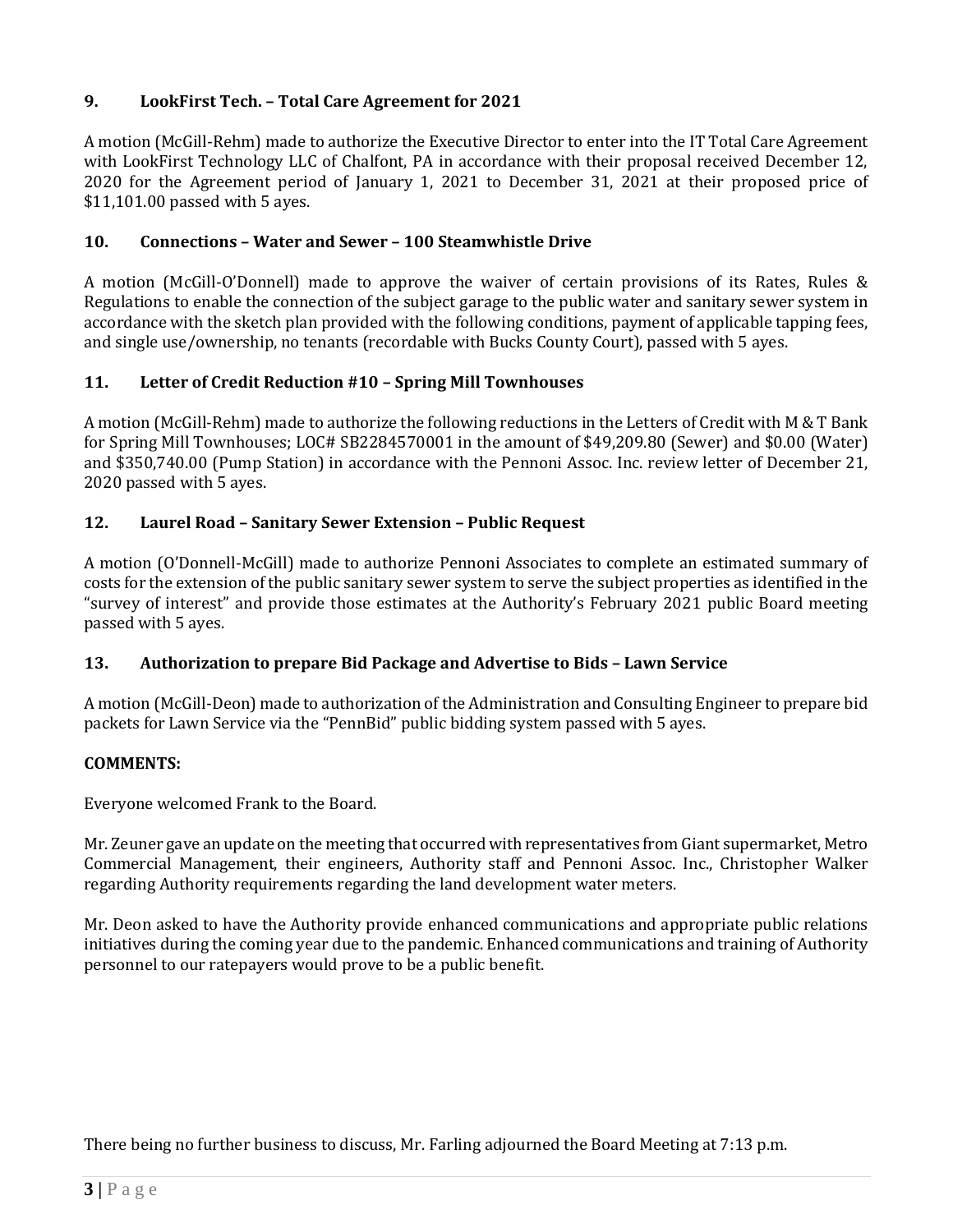### 9. LookFirst Tech. – Total Care Agreement for 2021

A motion (McGill-Rehm) made to authorize the Executive Director to enter into the IT Total Care Agreement with LookFirst Technology LLC of Chalfont, PA in accordance with their proposal received December 12, 2020 for the Agreement period of January 1, 2021 to December 31, 2021 at their proposed price of $11,101.00 passed with 5 ayes.

### 10. Connections – Water and Sewer – 100 Steamwhistle Drive

A motion (McGill-O'Donnell) made to approve the waiver of certain provisions of its Rates, Rules & Regulations to enable the connection of the subject garage to the public water and sanitary sewer system in accordance with the sketch plan provided with the following conditions, payment of applicable tapping fees, and single use/ownership, no tenants (recordable with Bucks County Court), passed with 5 ayes.

### 11. Letter of Credit Reduction #10 – Spring Mill Townhouses

A motion (McGill-Rehm) made to authorize the following reductions in the Letters of Credit with M & T Bank for Spring Mill Townhouses; LOC# SB2284570001 in the amount of $49,209.80 (Sewer) and $0.00 (Water) and $350,740.00 (Pump Station) in accordance with the Pennoni Assoc. Inc. review letter of December 21, 2020 passed with 5 ayes.

### 12. Laurel Road – Sanitary Sewer Extension – Public Request

A motion (O'Donnell-McGill) made to authorize Pennoni Associates to complete an estimated summary of costs for the extension of the public sanitary sewer system to serve the subject properties as identified in the "survey of interest" and provide those estimates at the Authority's February 2021 public Board meeting passed with 5 ayes.

### 13. Authorization to prepare Bid Package and Advertise to Bids – Lawn Service

A motion (McGill-Deon) made to authorization of the Administration and Consulting Engineer to prepare bid packets for Lawn Service via the "PennBid" public bidding system passed with 5 ayes.

**COMMENTS:**

Everyone welcomed Frank to the Board.

Mr. Zeuner gave an update on the meeting that occurred with representatives from Giant supermarket, Metro Commercial Management, their engineers, Authority staff and Pennoni Assoc. Inc., Christopher Walker regarding Authority requirements regarding the land development water meters.

Mr. Deon asked to have the Authority provide enhanced communications and appropriate public relations initiatives during the coming year due to the pandemic. Enhanced communications and training of Authority personnel to our ratepayers would prove to be a public benefit.

There being no further business to discuss, Mr. Farling adjourned the Board Meeting at 7:13 p.m.